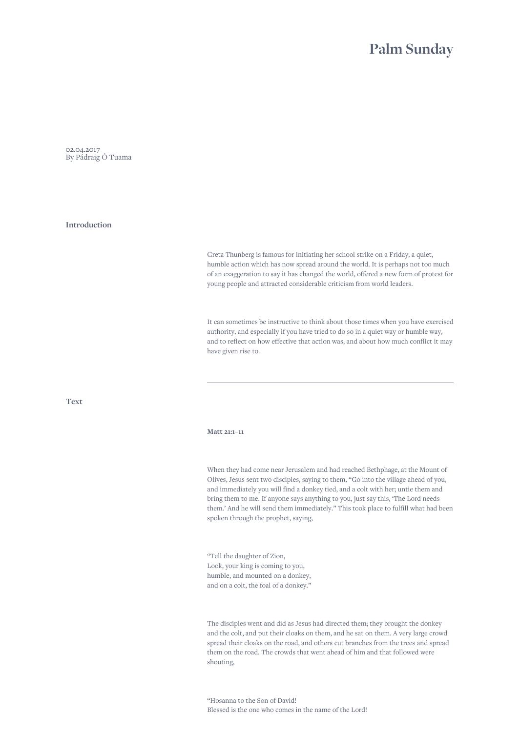# Palm Sunday

02.04.2017
By Pádraig Ó Tuama

## Introduction

Greta Thunberg is famous for initiating her school strike on a Friday, a quiet, humble action which has now spread around the world. It is perhaps not too much of an exaggeration to say it has changed the world, offered a new form of protest for young people and attracted considerable criticism from world leaders.

It can sometimes be instructive to think about those times when you have exercised authority, and especially if you have tried to do so in a quiet way or humble way, and to reflect on how effective that action was, and about how much conflict it may have given rise to.

---

## Text

**Matt 21:1–11**

When they had come near Jerusalem and had reached Bethphage, at the Mount of Olives, Jesus sent two disciples, saying to them, “Go into the village ahead of you, and immediately you will find a donkey tied, and a colt with her; untie them and bring them to me. If anyone says anything to you, just say this, ‘The Lord needs them.’ And he will send them immediately.” This took place to fulfill what had been spoken through the prophet, saying,

“Tell the daughter of Zion,
Look, your king is coming to you,
humble, and mounted on a donkey,
and on a colt, the foal of a donkey.”

The disciples went and did as Jesus had directed them; they brought the donkey and the colt, and put their cloaks on them, and he sat on them. A very large crowd spread their cloaks on the road, and others cut branches from the trees and spread them on the road. The crowds that went ahead of him and that followed were shouting,

“Hosanna to the Son of David!
Blessed is the one who comes in the name of the Lord!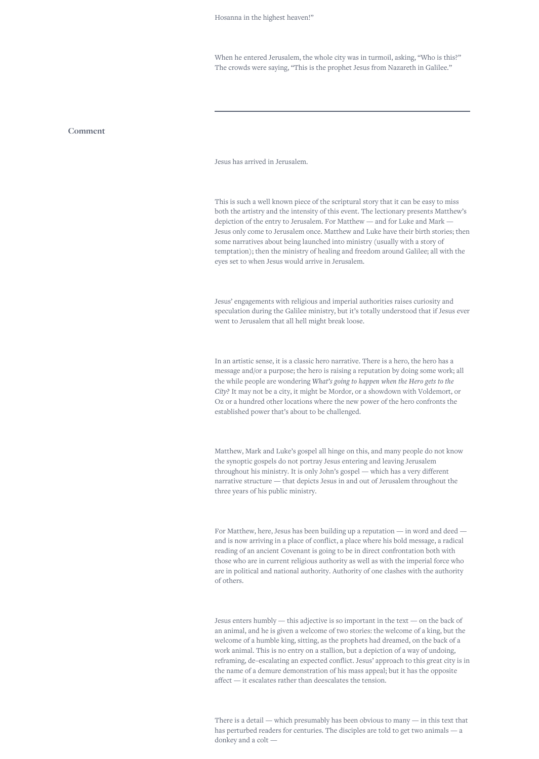Hosanna in the highest heaven!”

When he entered Jerusalem, the whole city was in turmoil, asking, “Who is this?” The crowds were saying, “This is the prophet Jesus from Nazareth in Galilee.”

---

## Comment

Jesus has arrived in Jerusalem.

This is such a well known piece of the scriptural story that it can be easy to miss both the artistry and the intensity of this event. The lectionary presents Matthew’s depiction of the entry to Jerusalem. For Matthew — and for Luke and Mark — Jesus only come to Jerusalem once. Matthew and Luke have their birth stories; then some narratives about being launched into ministry (usually with a story of temptation); then the ministry of healing and freedom around Galilee; all with the eyes set to when Jesus would arrive in Jerusalem.

Jesus’ engagements with religious and imperial authorities raises curiosity and speculation during the Galilee ministry, but it’s totally understood that if Jesus ever went to Jerusalem that all hell might break loose.

In an artistic sense, it is a classic hero narrative. There is a hero, the hero has a message and/or a purpose; the hero is raising a reputation by doing some work; all the while people are wondering *What’s going to happen when the Hero gets to the City?* It may not be a city, it might be Mordor, or a showdown with Voldemort, or Oz or a hundred other locations where the new power of the hero confronts the established power that’s about to be challenged.

Matthew, Mark and Luke’s gospel all hinge on this, and many people do not know the synoptic gospels do not portray Jesus entering and leaving Jerusalem throughout his ministry. It is only John’s gospel — which has a very different narrative structure — that depicts Jesus in and out of Jerusalem throughout the three years of his public ministry.

For Matthew, here, Jesus has been building up a reputation — in word and deed — and is now arriving in a place of conflict, a place where his bold message, a radical reading of an ancient Covenant is going to be in direct confrontation both with those who are in current religious authority as well as with the imperial force who are in political and national authority. Authority of one clashes with the authority of others.

Jesus enters humbly — this adjective is so important in the text — on the back of an animal, and he is given a welcome of two stories: the welcome of a king, but the welcome of a humble king, sitting, as the prophets had dreamed, on the back of a work animal. This is no entry on a stallion, but a depiction of a way of undoing, reframing, de-escalating an expected conflict. Jesus’ approach to this great city is in the name of a demure demonstration of his mass appeal; but it has the opposite affect — it escalates rather than deescalates the tension.

There is a detail — which presumably has been obvious to many — in this text that has perturbed readers for centuries. The disciples are told to get two animals — a donkey and a colt —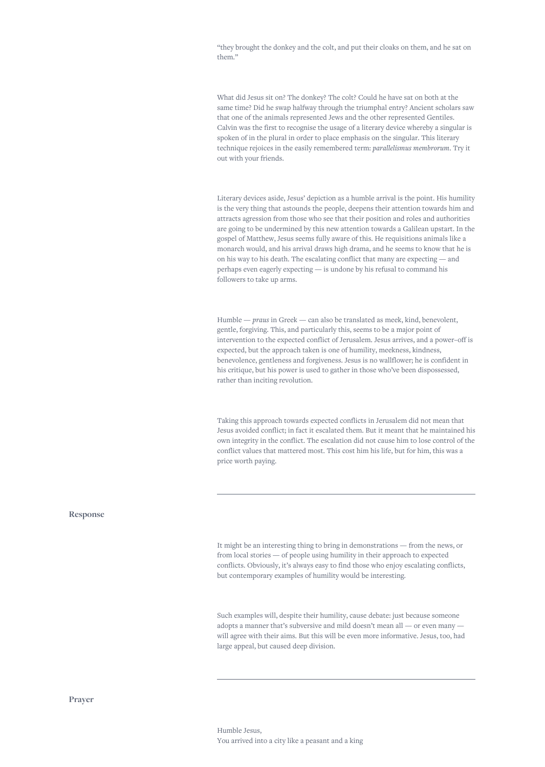"they brought the donkey and the colt, and put their cloaks on them, and he sat on them."

What did Jesus sit on? The donkey? The colt? Could he have sat on both at the same time? Did he swap halfway through the triumphal entry? Ancient scholars saw that one of the animals represented Jews and the other represented Gentiles. Calvin was the first to recognise the usage of a literary device whereby a singular is spoken of in the plural in order to place emphasis on the singular. This literary technique rejoices in the easily remembered term: *parallelismus membrorum*. Try it out with your friends.

Literary devices aside, Jesus' depiction as a humble arrival is the point. His humility is the very thing that astounds the people, deepens their attention towards him and attracts agression from those who see that their position and roles and authorities are going to be undermined by this new attention towards a Galilean upstart. In the gospel of Matthew, Jesus seems fully aware of this. He requisitions animals like a monarch would, and his arrival draws high drama, and he seems to know that he is on his way to his death. The escalating conflict that many are expecting — and perhaps even eagerly expecting — is undone by his refusal to command his followers to take up arms.

Humble — *praus* in Greek — can also be translated as meek, kind, benevolent, gentle, forgiving. This, and particularly this, seems to be a major point of intervention to the expected conflict of Jerusalem. Jesus arrives, and a power–off is expected, but the approach taken is one of humility, meekness, kindness, benevolence, gentleness and forgiveness. Jesus is no wallflower; he is confident in his critique, but his power is used to gather in those who've been dispossessed, rather than inciting revolution.

Taking this approach towards expected conflicts in Jerusalem did not mean that Jesus avoided conflict; in fact it escalated them. But it meant that he maintained his own integrity in the conflict. The escalation did not cause him to lose control of the conflict values that mattered most. This cost him his life, but for him, this was a price worth paying.

---

## Response

It might be an interesting thing to bring in demonstrations — from the news, or from local stories — of people using humility in their approach to expected conflicts. Obviously, it's always easy to find those who enjoy escalating conflicts, but contemporary examples of humility would be interesting.

Such examples will, despite their humility, cause debate: just because someone adopts a manner that's subversive and mild doesn't mean all — or even many — will agree with their aims. But this will be even more informative. Jesus, too, had large appeal, but caused deep division.

---

## Prayer

Humble Jesus,
You arrived into a city like a peasant and a king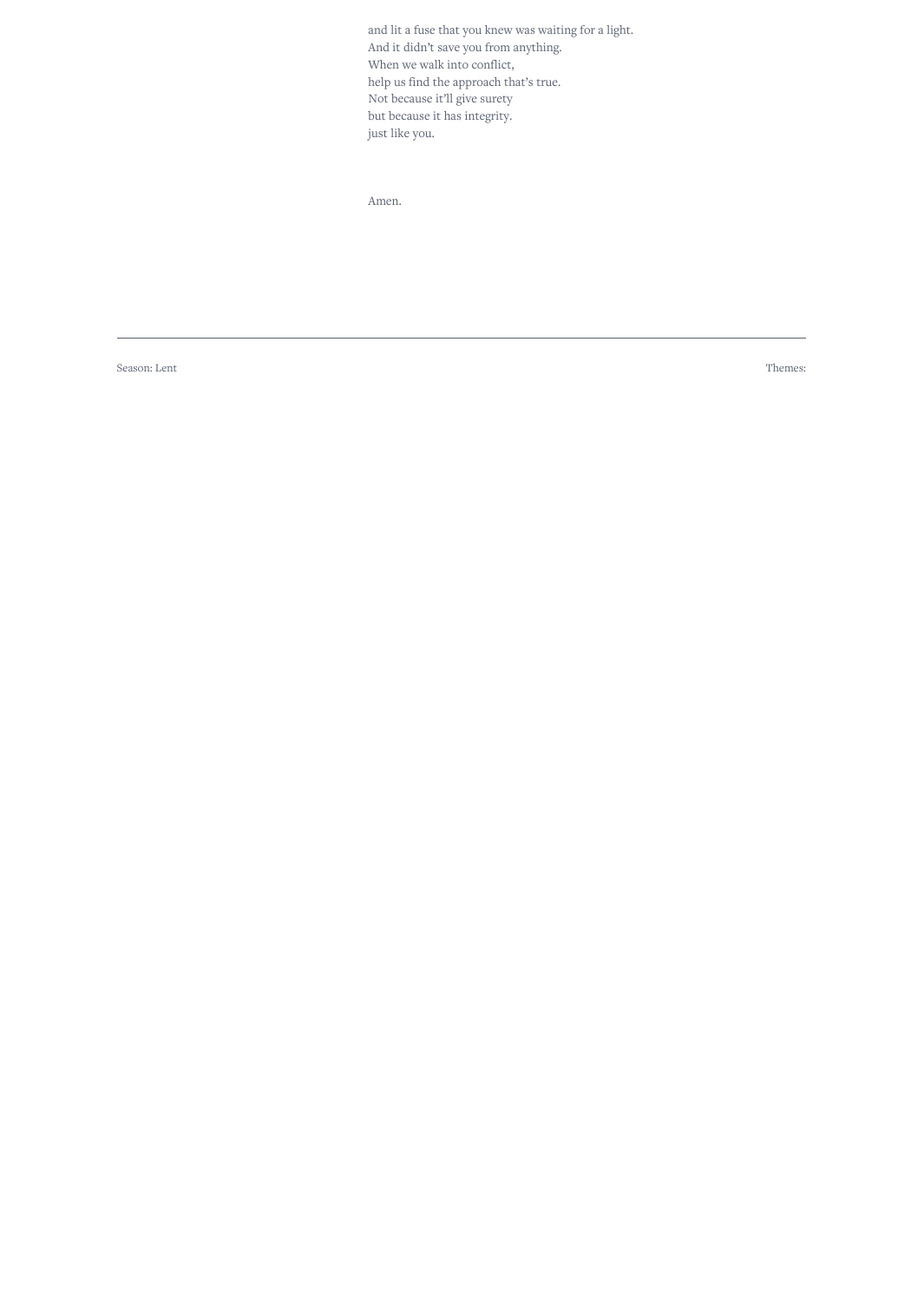and lit a fuse that you knew was waiting for a light.
And it didn't save you from anything.
When we walk into conflict,
help us find the approach that's true.
Not because it'll give surety
but because it has integrity.
just like you.

Amen.

---

Season: Lent

Themes: